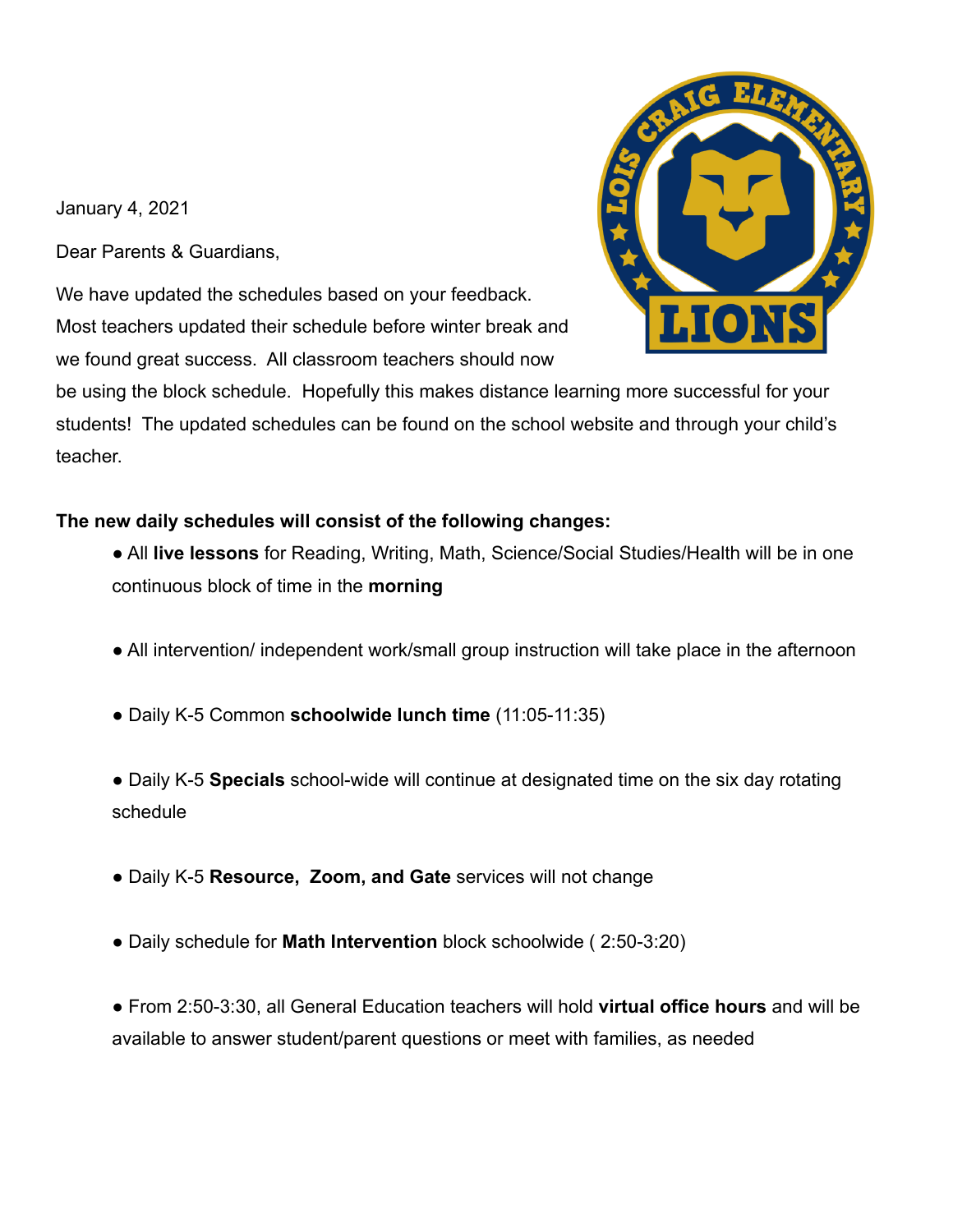January 4, 2021

Dear Parents & Guardians,

We have updated the schedules based on your feedback. Most teachers updated their schedule before winter break and we found great success. All classroom teachers should now be using the block schedule. Hopefully this makes distance learning more successful for your students! The updated schedules can be found on the school website and through your child's teacher.

**The new daily schedules will consist of the following changes:**

- All **live lessons** for Reading, Writing, Math, Science/Social Studies/Health will be in one continuous block of time in the **morning**

- All intervention/ independent work/small group instruction will take place in the afternoon

- Daily K-5 Common **schoolwide lunch time** (11:05-11:35)

- Daily K-5 **Specials** school-wide will continue at designated time on the six day rotating schedule

- Daily K-5 **Resource, Zoom, and Gate** services will not change

- Daily schedule for **Math Intervention** block schoolwide ( 2:50-3:20)

- From 2:50-3:30, all General Education teachers will hold **virtual office hours** and will be available to answer student/parent questions or meet with families, as needed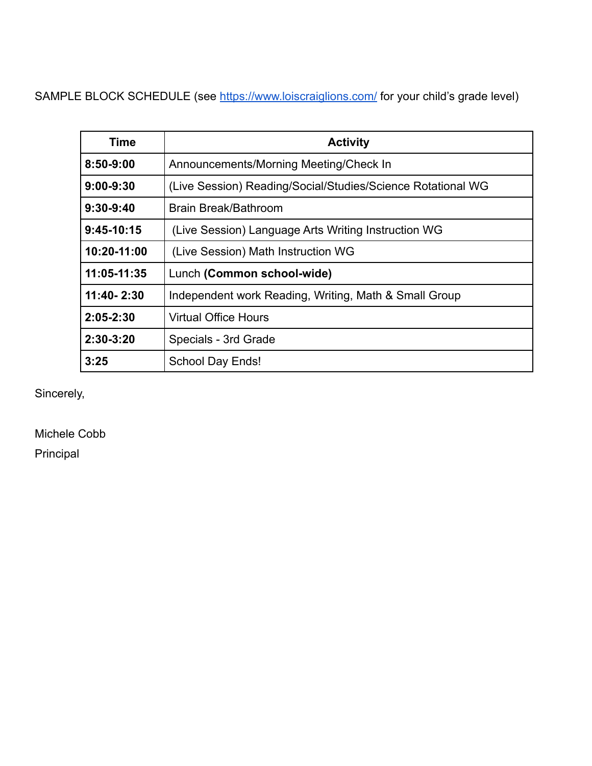SAMPLE BLOCK SCHEDULE (see [https://www.loiscraiglions.com/](https://www.loiscraiglions.com/) for your child's grade level)

| Time | Activity |
|---|---|
| **8:50-9:00** | Announcements/Morning Meeting/Check In |
| **9:00-9:30** | (Live Session) Reading/Social/Studies/Science Rotational WG |
| **9:30-9:40** | Brain Break/Bathroom |
| **9:45-10:15** | (Live Session) Language Arts Writing Instruction WG |
| **10:20-11:00** | (Live Session) Math Instruction WG |
| **11:05-11:35** | Lunch **(Common school-wide)** |
| **11:40- 2:30** | Independent work Reading, Writing, Math & Small Group |
| **2:05-2:30** | Virtual Office Hours |
| **2:30-3:20** | Specials - 3rd Grade |
| **3:25** | School Day Ends! |

Sincerely,

Michele Cobb

Principal